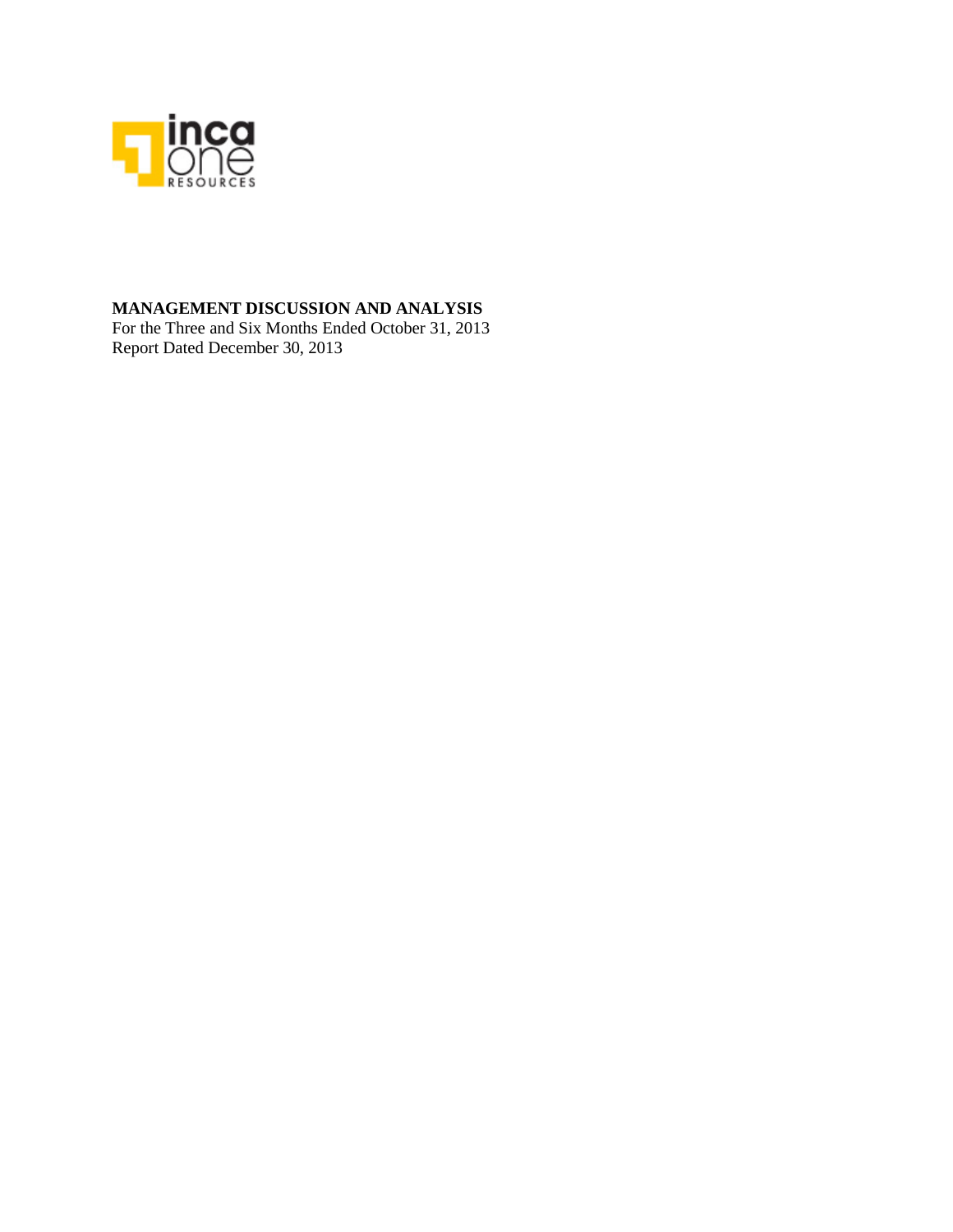**MANAGEMENT DISCUSSION AND ANALYSIS**

For the Three and Six Months Ended October 31, 2013

Report Dated December 30, 2013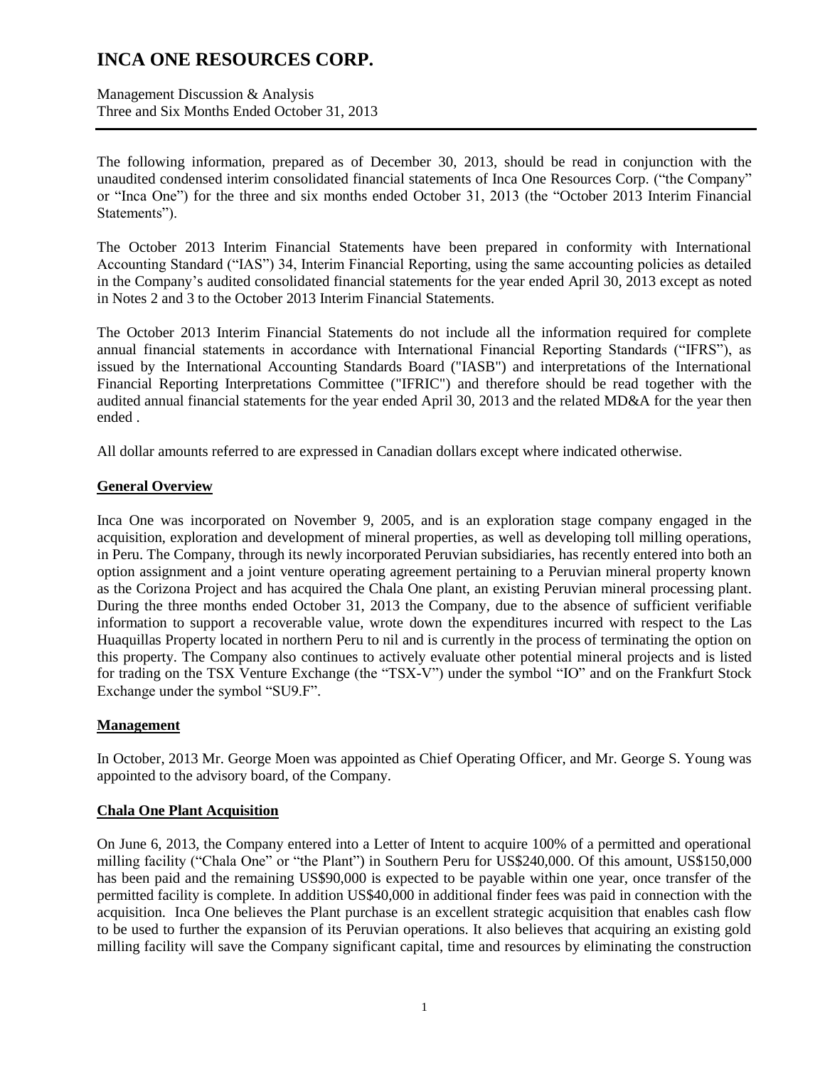INCA ONE RESOURCES CORP.

Management Discussion & Analysis
Three and Six Months Ended October 31, 2013

The following information, prepared as of December 30, 2013, should be read in conjunction with the unaudited condensed interim consolidated financial statements of Inca One Resources Corp. ("the Company" or "Inca One") for the three and six months ended October 31, 2013 (the "October 2013 Interim Financial Statements").

The October 2013 Interim Financial Statements have been prepared in conformity with International Accounting Standard ("IAS") 34, Interim Financial Reporting, using the same accounting policies as detailed in the Company's audited consolidated financial statements for the year ended April 30, 2013 except as noted in Notes 2 and 3 to the October 2013 Interim Financial Statements.

The October 2013 Interim Financial Statements do not include all the information required for complete annual financial statements in accordance with International Financial Reporting Standards ("IFRS"), as issued by the International Accounting Standards Board ("IASB") and interpretations of the International Financial Reporting Interpretations Committee ("IFRIC") and therefore should be read together with the audited annual financial statements for the year ended April 30, 2013 and the related MD&A for the year then ended .

All dollar amounts referred to are expressed in Canadian dollars except where indicated otherwise.

## General Overview

Inca One was incorporated on November 9, 2005, and is an exploration stage company engaged in the acquisition, exploration and development of mineral properties, as well as developing toll milling operations, in Peru. The Company, through its newly incorporated Peruvian subsidiaries, has recently entered into both an option assignment and a joint venture operating agreement pertaining to a Peruvian mineral property known as the Corizona Project and has acquired the Chala One plant, an existing Peruvian mineral processing plant. During the three months ended October 31, 2013 the Company, due to the absence of sufficient verifiable information to support a recoverable value, wrote down the expenditures incurred with respect to the Las Huaquillas Property located in northern Peru to nil and is currently in the process of terminating the option on this property. The Company also continues to actively evaluate other potential mineral projects and is listed for trading on the TSX Venture Exchange (the "TSX-V") under the symbol "IO" and on the Frankfurt Stock Exchange under the symbol "SU9.F".

## Management

In October, 2013 Mr. George Moen was appointed as Chief Operating Officer, and Mr. George S. Young was appointed to the advisory board, of the Company.

## Chala One Plant Acquisition

On June 6, 2013, the Company entered into a Letter of Intent to acquire 100% of a permitted and operational milling facility ("Chala One" or "the Plant") in Southern Peru for US$240,000. Of this amount, US$150,000 has been paid and the remaining US$90,000 is expected to be payable within one year, once transfer of the permitted facility is complete. In addition US$40,000 in additional finder fees was paid in connection with the acquisition. Inca One believes the Plant purchase is an excellent strategic acquisition that enables cash flow to be used to further the expansion of its Peruvian operations. It also believes that acquiring an existing gold milling facility will save the Company significant capital, time and resources by eliminating the construction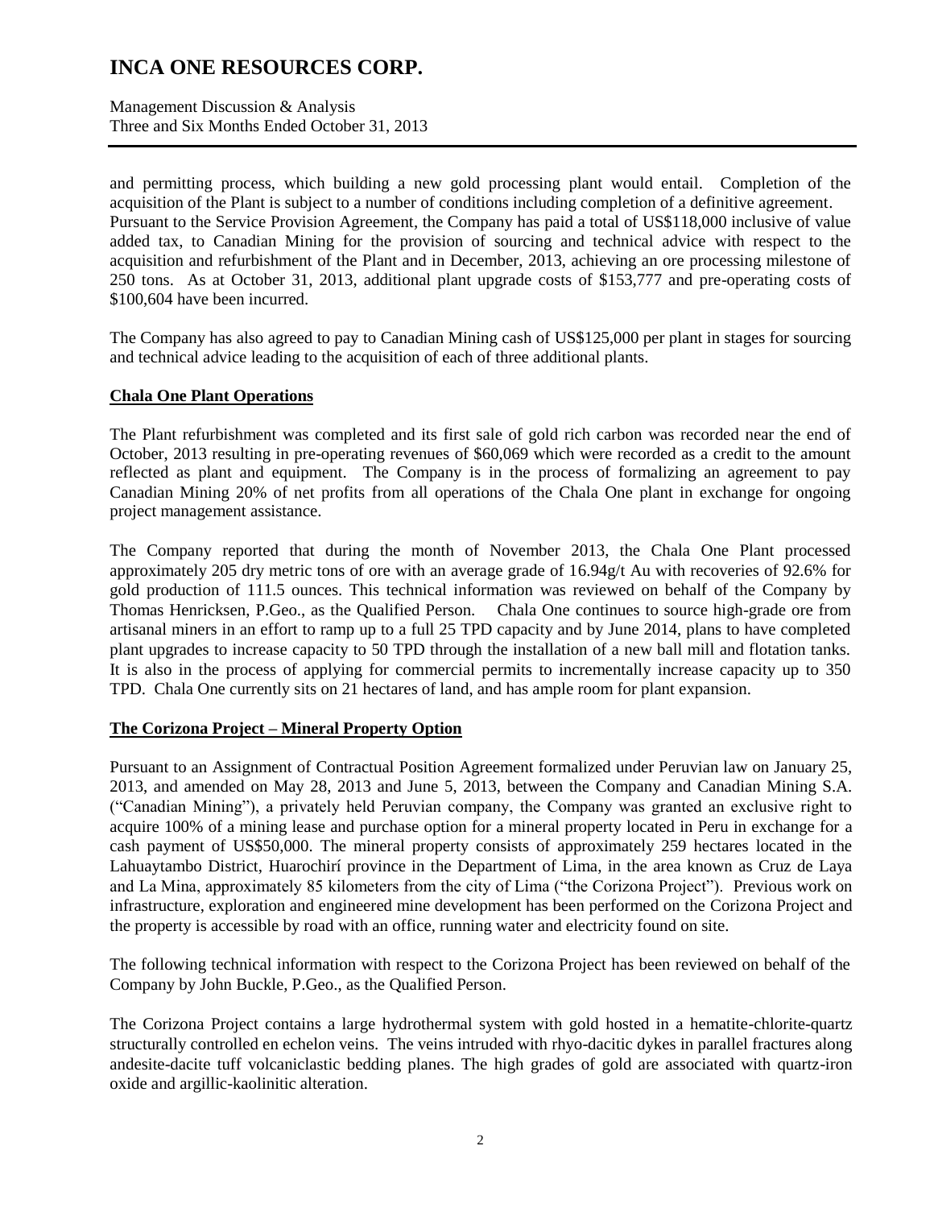and permitting process, which building a new gold processing plant would entail. Completion of the acquisition of the Plant is subject to a number of conditions including completion of a definitive agreement. Pursuant to the Service Provision Agreement, the Company has paid a total of US$118,000 inclusive of value added tax, to Canadian Mining for the provision of sourcing and technical advice with respect to the acquisition and refurbishment of the Plant and in December, 2013, achieving an ore processing milestone of 250 tons. As at October 31, 2013, additional plant upgrade costs of $153,777 and pre-operating costs of $100,604 have been incurred.

The Company has also agreed to pay to Canadian Mining cash of US$125,000 per plant in stages for sourcing and technical advice leading to the acquisition of each of three additional plants.

## Chala One Plant Operations

The Plant refurbishment was completed and its first sale of gold rich carbon was recorded near the end of October, 2013 resulting in pre-operating revenues of $60,069 which were recorded as a credit to the amount reflected as plant and equipment. The Company is in the process of formalizing an agreement to pay Canadian Mining 20% of net profits from all operations of the Chala One plant in exchange for ongoing project management assistance.

The Company reported that during the month of November 2013, the Chala One Plant processed approximately 205 dry metric tons of ore with an average grade of 16.94g/t Au with recoveries of 92.6% for gold production of 111.5 ounces. This technical information was reviewed on behalf of the Company by Thomas Henricksen, P.Geo., as the Qualified Person. Chala One continues to source high-grade ore from artisanal miners in an effort to ramp up to a full 25 TPD capacity and by June 2014, plans to have completed plant upgrades to increase capacity to 50 TPD through the installation of a new ball mill and flotation tanks. It is also in the process of applying for commercial permits to incrementally increase capacity up to 350 TPD. Chala One currently sits on 21 hectares of land, and has ample room for plant expansion.

## The Corizona Project – Mineral Property Option

Pursuant to an Assignment of Contractual Position Agreement formalized under Peruvian law on January 25, 2013, and amended on May 28, 2013 and June 5, 2013, between the Company and Canadian Mining S.A. ("Canadian Mining"), a privately held Peruvian company, the Company was granted an exclusive right to acquire 100% of a mining lease and purchase option for a mineral property located in Peru in exchange for a cash payment of US$50,000. The mineral property consists of approximately 259 hectares located in the Lahuaytambo District, Huarochirí province in the Department of Lima, in the area known as Cruz de Laya and La Mina, approximately 85 kilometers from the city of Lima ("the Corizona Project"). Previous work on infrastructure, exploration and engineered mine development has been performed on the Corizona Project and the property is accessible by road with an office, running water and electricity found on site.

The following technical information with respect to the Corizona Project has been reviewed on behalf of the Company by John Buckle, P.Geo., as the Qualified Person.

The Corizona Project contains a large hydrothermal system with gold hosted in a hematite-chlorite-quartz structurally controlled en echelon veins. The veins intruded with rhyo-dacitic dykes in parallel fractures along andesite-dacite tuff volcaniclastic bedding planes. The high grades of gold are associated with quartz-iron oxide and argillic-kaolinitic alteration.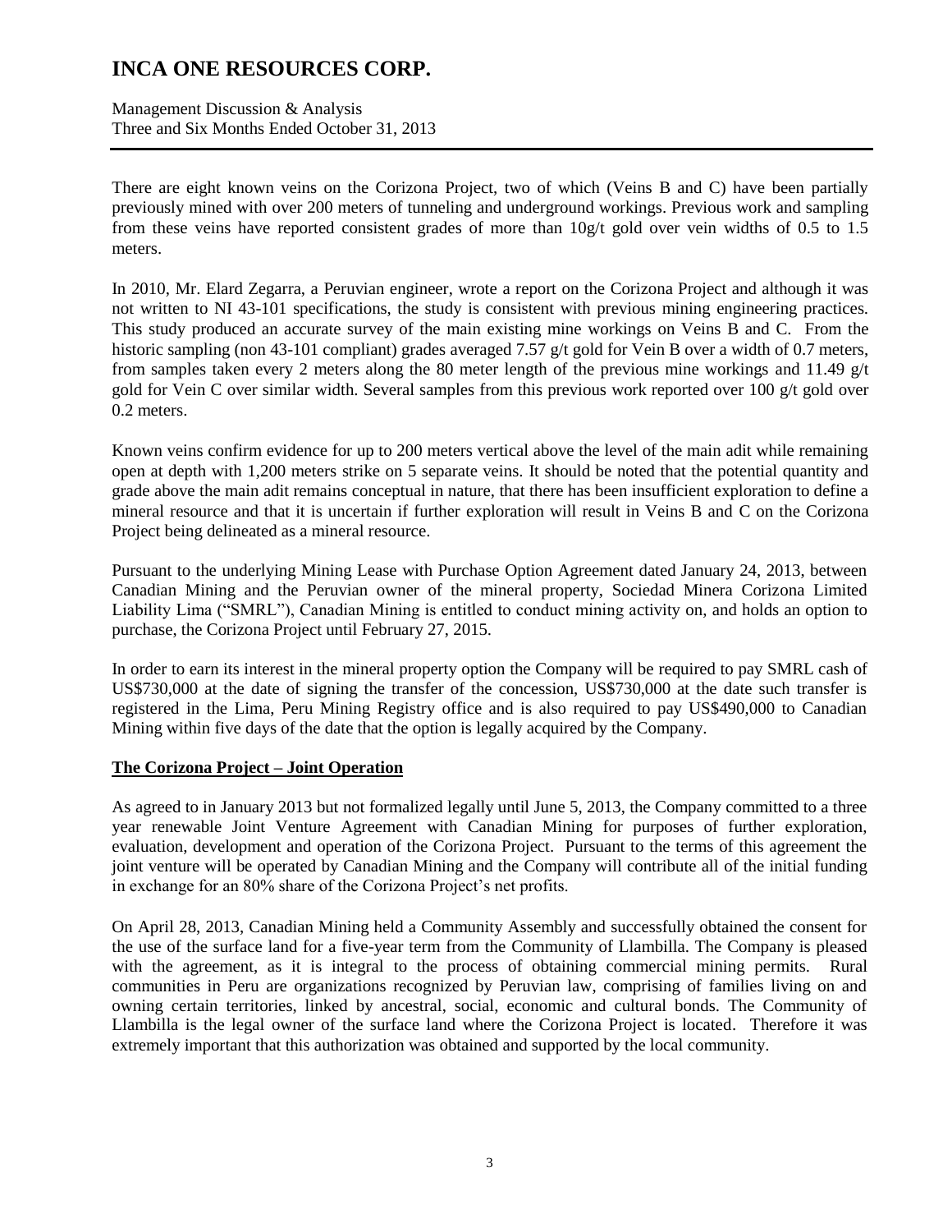There are eight known veins on the Corizona Project, two of which (Veins B and C) have been partially previously mined with over 200 meters of tunneling and underground workings. Previous work and sampling from these veins have reported consistent grades of more than 10g/t gold over vein widths of 0.5 to 1.5 meters.

In 2010, Mr. Elard Zegarra, a Peruvian engineer, wrote a report on the Corizona Project and although it was not written to NI 43-101 specifications, the study is consistent with previous mining engineering practices. This study produced an accurate survey of the main existing mine workings on Veins B and C. From the historic sampling (non 43-101 compliant) grades averaged 7.57 g/t gold for Vein B over a width of 0.7 meters, from samples taken every 2 meters along the 80 meter length of the previous mine workings and 11.49 g/t gold for Vein C over similar width. Several samples from this previous work reported over 100 g/t gold over 0.2 meters.

Known veins confirm evidence for up to 200 meters vertical above the level of the main adit while remaining open at depth with 1,200 meters strike on 5 separate veins. It should be noted that the potential quantity and grade above the main adit remains conceptual in nature, that there has been insufficient exploration to define a mineral resource and that it is uncertain if further exploration will result in Veins B and C on the Corizona Project being delineated as a mineral resource.

Pursuant to the underlying Mining Lease with Purchase Option Agreement dated January 24, 2013, between Canadian Mining and the Peruvian owner of the mineral property, Sociedad Minera Corizona Limited Liability Lima ("SMRL"), Canadian Mining is entitled to conduct mining activity on, and holds an option to purchase, the Corizona Project until February 27, 2015.

In order to earn its interest in the mineral property option the Company will be required to pay SMRL cash of US$730,000 at the date of signing the transfer of the concession, US$730,000 at the date such transfer is registered in the Lima, Peru Mining Registry office and is also required to pay US$490,000 to Canadian Mining within five days of the date that the option is legally acquired by the Company.

## The Corizona Project – Joint Operation

As agreed to in January 2013 but not formalized legally until June 5, 2013, the Company committed to a three year renewable Joint Venture Agreement with Canadian Mining for purposes of further exploration, evaluation, development and operation of the Corizona Project. Pursuant to the terms of this agreement the joint venture will be operated by Canadian Mining and the Company will contribute all of the initial funding in exchange for an 80% share of the Corizona Project's net profits.

On April 28, 2013, Canadian Mining held a Community Assembly and successfully obtained the consent for the use of the surface land for a five-year term from the Community of Llambilla. The Company is pleased with the agreement, as it is integral to the process of obtaining commercial mining permits. Rural communities in Peru are organizations recognized by Peruvian law, comprising of families living on and owning certain territories, linked by ancestral, social, economic and cultural bonds. The Community of Llambilla is the legal owner of the surface land where the Corizona Project is located. Therefore it was extremely important that this authorization was obtained and supported by the local community.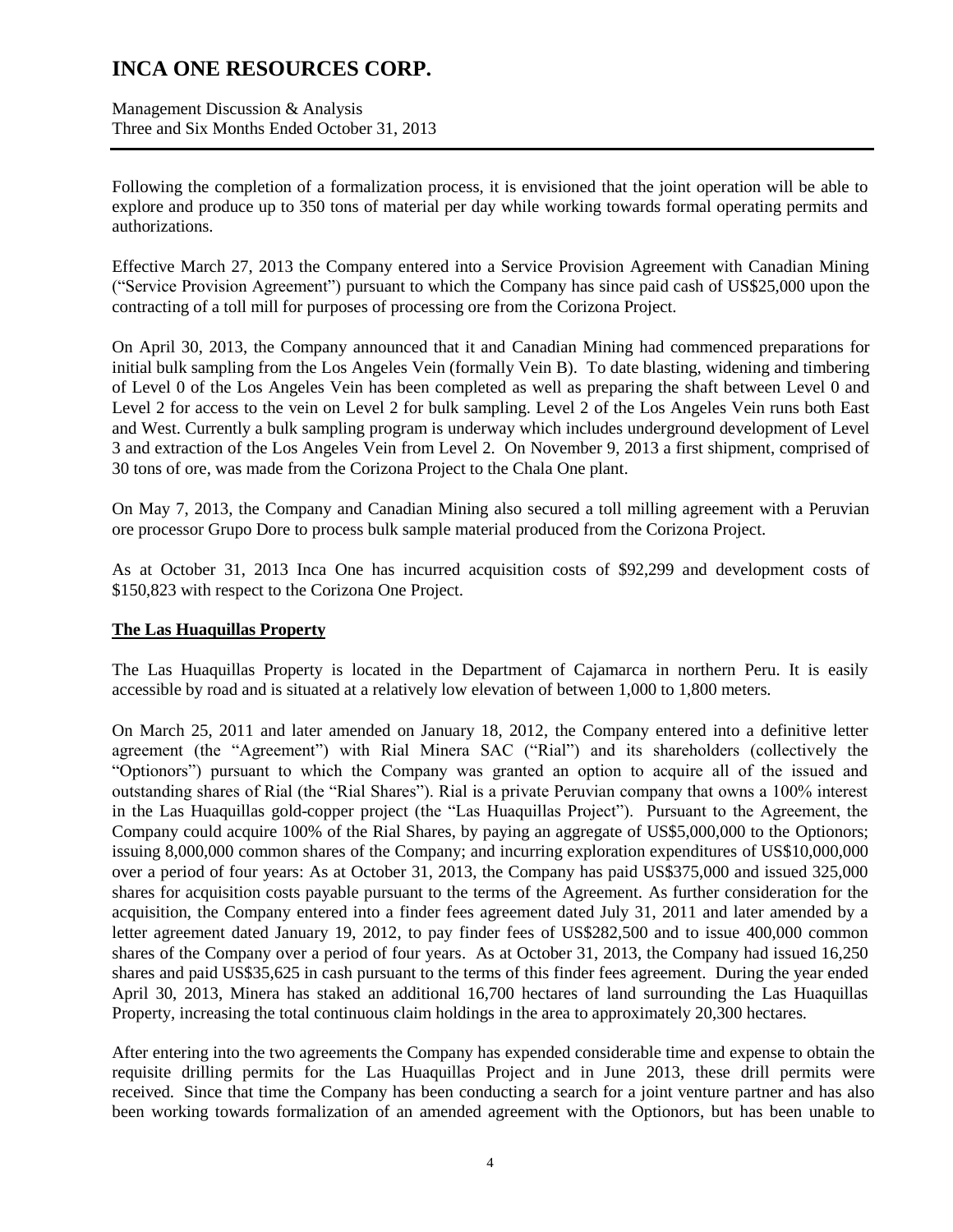Following the completion of a formalization process, it is envisioned that the joint operation will be able to explore and produce up to 350 tons of material per day while working towards formal operating permits and authorizations.

Effective March 27, 2013 the Company entered into a Service Provision Agreement with Canadian Mining ("Service Provision Agreement") pursuant to which the Company has since paid cash of US$25,000 upon the contracting of a toll mill for purposes of processing ore from the Corizona Project.

On April 30, 2013, the Company announced that it and Canadian Mining had commenced preparations for initial bulk sampling from the Los Angeles Vein (formally Vein B). To date blasting, widening and timbering of Level 0 of the Los Angeles Vein has been completed as well as preparing the shaft between Level 0 and Level 2 for access to the vein on Level 2 for bulk sampling. Level 2 of the Los Angeles Vein runs both East and West. Currently a bulk sampling program is underway which includes underground development of Level 3 and extraction of the Los Angeles Vein from Level 2. On November 9, 2013 a first shipment, comprised of 30 tons of ore, was made from the Corizona Project to the Chala One plant.

On May 7, 2013, the Company and Canadian Mining also secured a toll milling agreement with a Peruvian ore processor Grupo Dore to process bulk sample material produced from the Corizona Project.

As at October 31, 2013 Inca One has incurred acquisition costs of $92,299 and development costs of $150,823 with respect to the Corizona One Project.

## The Las Huaquillas Property

The Las Huaquillas Property is located in the Department of Cajamarca in northern Peru. It is easily accessible by road and is situated at a relatively low elevation of between 1,000 to 1,800 meters.

On March 25, 2011 and later amended on January 18, 2012, the Company entered into a definitive letter agreement (the "Agreement") with Rial Minera SAC ("Rial") and its shareholders (collectively the "Optionors") pursuant to which the Company was granted an option to acquire all of the issued and outstanding shares of Rial (the "Rial Shares"). Rial is a private Peruvian company that owns a 100% interest in the Las Huaquillas gold-copper project (the "Las Huaquillas Project"). Pursuant to the Agreement, the Company could acquire 100% of the Rial Shares, by paying an aggregate of US$5,000,000 to the Optionors; issuing 8,000,000 common shares of the Company; and incurring exploration expenditures of US$10,000,000 over a period of four years: As at October 31, 2013, the Company has paid US$375,000 and issued 325,000 shares for acquisition costs payable pursuant to the terms of the Agreement. As further consideration for the acquisition, the Company entered into a finder fees agreement dated July 31, 2011 and later amended by a letter agreement dated January 19, 2012, to pay finder fees of US$282,500 and to issue 400,000 common shares of the Company over a period of four years. As at October 31, 2013, the Company had issued 16,250 shares and paid US$35,625 in cash pursuant to the terms of this finder fees agreement. During the year ended April 30, 2013, Minera has staked an additional 16,700 hectares of land surrounding the Las Huaquillas Property, increasing the total continuous claim holdings in the area to approximately 20,300 hectares.

After entering into the two agreements the Company has expended considerable time and expense to obtain the requisite drilling permits for the Las Huaquillas Project and in June 2013, these drill permits were received. Since that time the Company has been conducting a search for a joint venture partner and has also been working towards formalization of an amended agreement with the Optionors, but has been unable to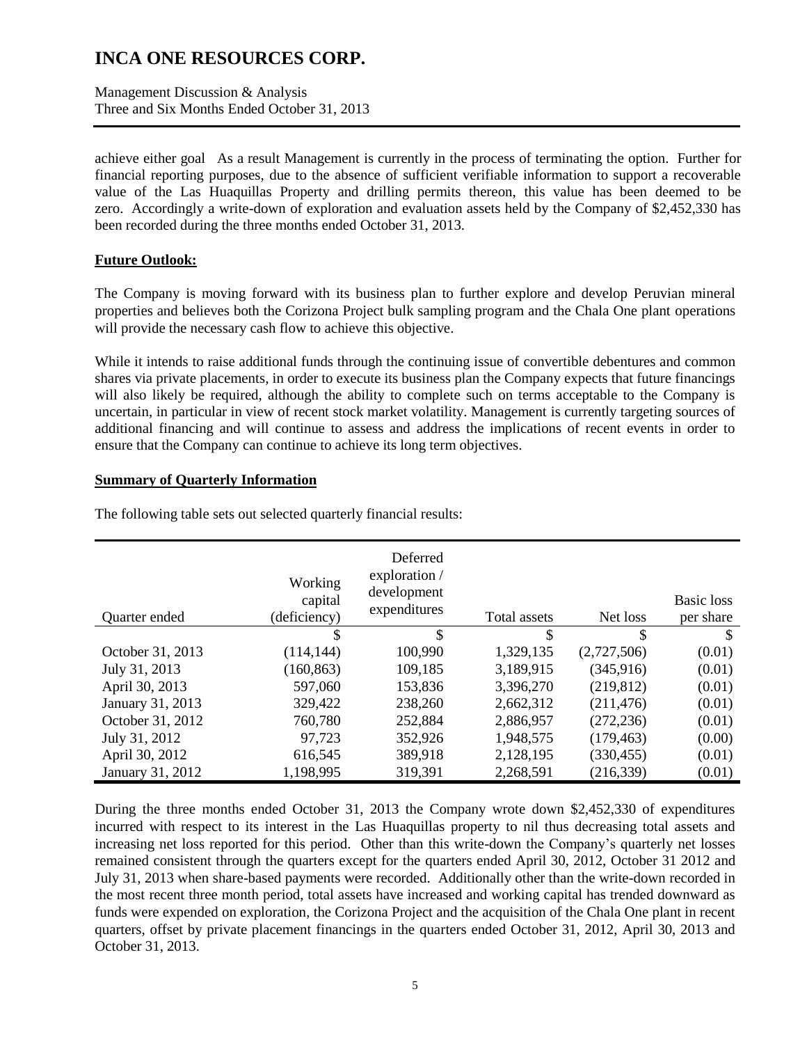achieve either goal As a result Management is currently in the process of terminating the option. Further for financial reporting purposes, due to the absence of sufficient verifiable information to support a recoverable value of the Las Huaquillas Property and drilling permits thereon, this value has been deemed to be zero. Accordingly a write-down of exploration and evaluation assets held by the Company of $2,452,330 has been recorded during the three months ended October 31, 2013.

## Future Outlook:

The Company is moving forward with its business plan to further explore and develop Peruvian mineral properties and believes both the Corizona Project bulk sampling program and the Chala One plant operations will provide the necessary cash flow to achieve this objective.

While it intends to raise additional funds through the continuing issue of convertible debentures and common shares via private placements, in order to execute its business plan the Company expects that future financings will also likely be required, although the ability to complete such on terms acceptable to the Company is uncertain, in particular in view of recent stock market volatility. Management is currently targeting sources of additional financing and will continue to assess and address the implications of recent events in order to ensure that the Company can continue to achieve its long term objectives.

## Summary of Quarterly Information

The following table sets out selected quarterly financial results:

| Quarter ended | Working capital (deficiency) | Deferred exploration / development expenditures | Total assets | Net loss | Basic loss per share |
|---|---|---|---|---|---|
| | $ | $ | $ | $ | $ |
| October 31, 2013 | (114,144) | 100,990 | 1,329,135 | (2,727,506) | (0.01) |
| July 31, 2013 | (160,863) | 109,185 | 3,189,915 | (345,916) | (0.01) |
| April 30, 2013 | 597,060 | 153,836 | 3,396,270 | (219,812) | (0.01) |
| January 31, 2013 | 329,422 | 238,260 | 2,662,312 | (211,476) | (0.01) |
| October 31, 2012 | 760,780 | 252,884 | 2,886,957 | (272,236) | (0.01) |
| July 31, 2012 | 97,723 | 352,926 | 1,948,575 | (179,463) | (0.00) |
| April 30, 2012 | 616,545 | 389,918 | 2,128,195 | (330,455) | (0.01) |
| January 31, 2012 | 1,198,995 | 319,391 | 2,268,591 | (216,339) | (0.01) |

During the three months ended October 31, 2013 the Company wrote down $2,452,330 of expenditures incurred with respect to its interest in the Las Huaquillas property to nil thus decreasing total assets and increasing net loss reported for this period. Other than this write-down the Company's quarterly net losses remained consistent through the quarters except for the quarters ended April 30, 2012, October 31 2012 and July 31, 2013 when share-based payments were recorded. Additionally other than the write-down recorded in the most recent three month period, total assets have increased and working capital has trended downward as funds were expended on exploration, the Corizona Project and the acquisition of the Chala One plant in recent quarters, offset by private placement financings in the quarters ended October 31, 2012, April 30, 2013 and October 31, 2013.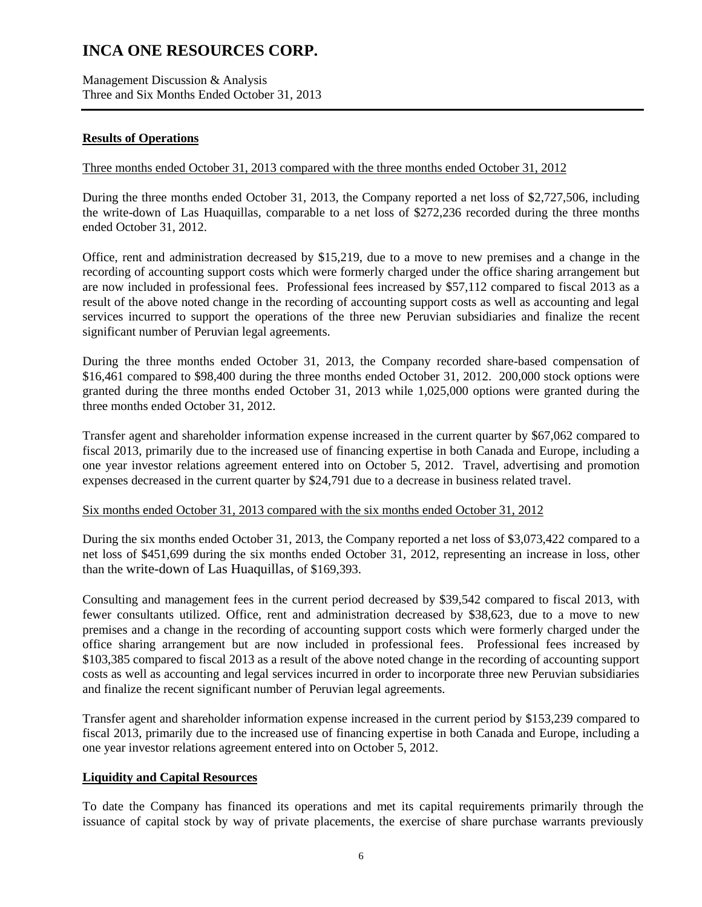## Results of Operations

Three months ended October 31, 2013 compared with the three months ended October 31, 2012

During the three months ended October 31, 2013, the Company reported a net loss of $2,727,506, including the write-down of Las Huaquillas, comparable to a net loss of $272,236 recorded during the three months ended October 31, 2012.

Office, rent and administration decreased by $15,219, due to a move to new premises and a change in the recording of accounting support costs which were formerly charged under the office sharing arrangement but are now included in professional fees. Professional fees increased by $57,112 compared to fiscal 2013 as a result of the above noted change in the recording of accounting support costs as well as accounting and legal services incurred to support the operations of the three new Peruvian subsidiaries and finalize the recent significant number of Peruvian legal agreements.

During the three months ended October 31, 2013, the Company recorded share-based compensation of $16,461 compared to $98,400 during the three months ended October 31, 2012. 200,000 stock options were granted during the three months ended October 31, 2013 while 1,025,000 options were granted during the three months ended October 31, 2012.

Transfer agent and shareholder information expense increased in the current quarter by $67,062 compared to fiscal 2013, primarily due to the increased use of financing expertise in both Canada and Europe, including a one year investor relations agreement entered into on October 5, 2012. Travel, advertising and promotion expenses decreased in the current quarter by $24,791 due to a decrease in business related travel.

Six months ended October 31, 2013 compared with the six months ended October 31, 2012

During the six months ended October 31, 2013, the Company reported a net loss of $3,073,422 compared to a net loss of $451,699 during the six months ended October 31, 2012, representing an increase in loss, other than the write-down of Las Huaquillas, of $169,393.

Consulting and management fees in the current period decreased by $39,542 compared to fiscal 2013, with fewer consultants utilized. Office, rent and administration decreased by $38,623, due to a move to new premises and a change in the recording of accounting support costs which were formerly charged under the office sharing arrangement but are now included in professional fees. Professional fees increased by $103,385 compared to fiscal 2013 as a result of the above noted change in the recording of accounting support costs as well as accounting and legal services incurred in order to incorporate three new Peruvian subsidiaries and finalize the recent significant number of Peruvian legal agreements.

Transfer agent and shareholder information expense increased in the current period by $153,239 compared to fiscal 2013, primarily due to the increased use of financing expertise in both Canada and Europe, including a one year investor relations agreement entered into on October 5, 2012.

## Liquidity and Capital Resources

To date the Company has financed its operations and met its capital requirements primarily through the issuance of capital stock by way of private placements, the exercise of share purchase warrants previously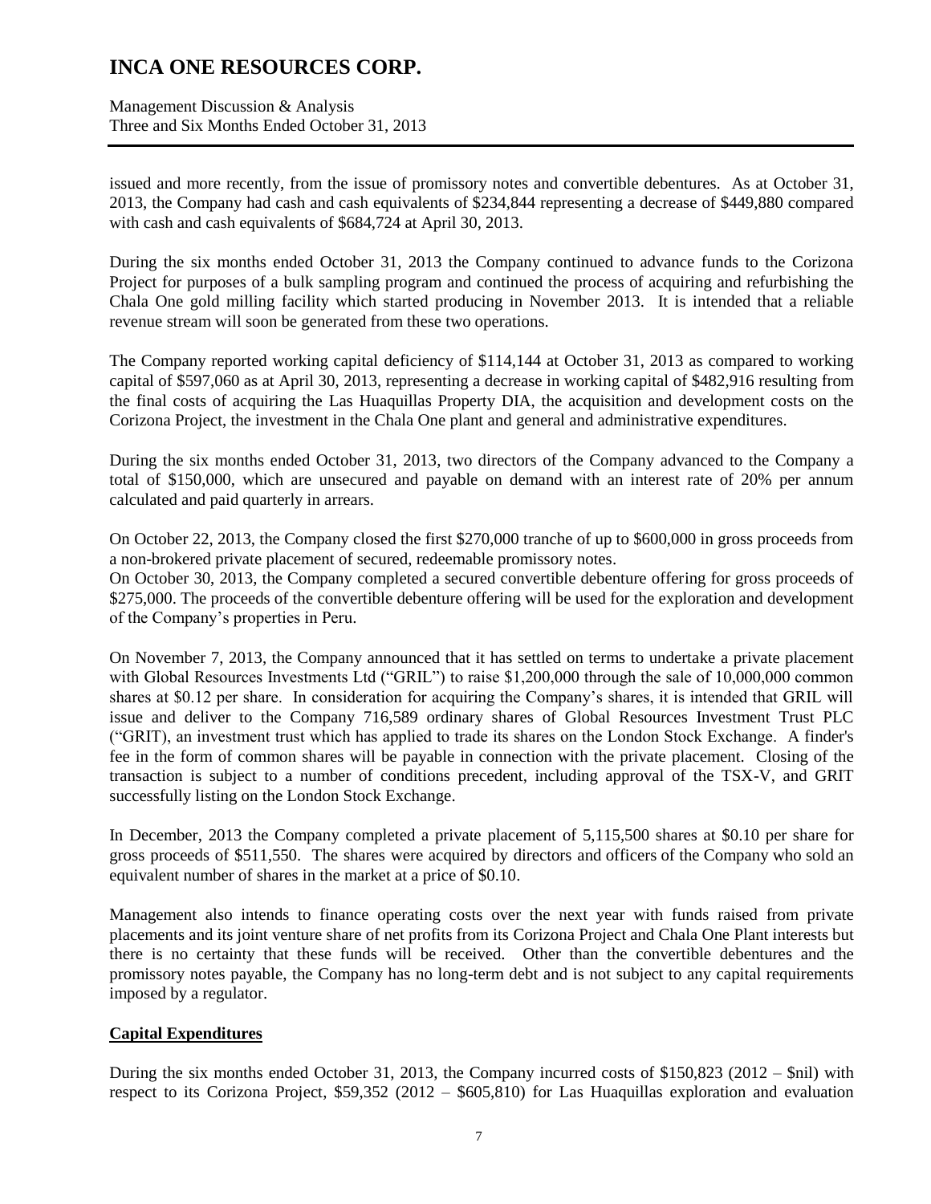issued and more recently, from the issue of promissory notes and convertible debentures. As at October 31, 2013, the Company had cash and cash equivalents of $234,844 representing a decrease of $449,880 compared with cash and cash equivalents of $684,724 at April 30, 2013.

During the six months ended October 31, 2013 the Company continued to advance funds to the Corizona Project for purposes of a bulk sampling program and continued the process of acquiring and refurbishing the Chala One gold milling facility which started producing in November 2013. It is intended that a reliable revenue stream will soon be generated from these two operations.

The Company reported working capital deficiency of $114,144 at October 31, 2013 as compared to working capital of $597,060 as at April 30, 2013, representing a decrease in working capital of $482,916 resulting from the final costs of acquiring the Las Huaquillas Property DIA, the acquisition and development costs on the Corizona Project, the investment in the Chala One plant and general and administrative expenditures.

During the six months ended October 31, 2013, two directors of the Company advanced to the Company a total of $150,000, which are unsecured and payable on demand with an interest rate of 20% per annum calculated and paid quarterly in arrears.

On October 22, 2013, the Company closed the first $270,000 tranche of up to $600,000 in gross proceeds from a non-brokered private placement of secured, redeemable promissory notes.

On October 30, 2013, the Company completed a secured convertible debenture offering for gross proceeds of $275,000. The proceeds of the convertible debenture offering will be used for the exploration and development of the Company's properties in Peru.

On November 7, 2013, the Company announced that it has settled on terms to undertake a private placement with Global Resources Investments Ltd ("GRIL") to raise $1,200,000 through the sale of 10,000,000 common shares at $0.12 per share. In consideration for acquiring the Company's shares, it is intended that GRIL will issue and deliver to the Company 716,589 ordinary shares of Global Resources Investment Trust PLC ("GRIT), an investment trust which has applied to trade its shares on the London Stock Exchange. A finder's fee in the form of common shares will be payable in connection with the private placement. Closing of the transaction is subject to a number of conditions precedent, including approval of the TSX-V, and GRIT successfully listing on the London Stock Exchange.

In December, 2013 the Company completed a private placement of 5,115,500 shares at $0.10 per share for gross proceeds of $511,550. The shares were acquired by directors and officers of the Company who sold an equivalent number of shares in the market at a price of $0.10.

Management also intends to finance operating costs over the next year with funds raised from private placements and its joint venture share of net profits from its Corizona Project and Chala One Plant interests but there is no certainty that these funds will be received. Other than the convertible debentures and the promissory notes payable, the Company has no long-term debt and is not subject to any capital requirements imposed by a regulator.

## Capital Expenditures

During the six months ended October 31, 2013, the Company incurred costs of $150,823 (2012 – $nil) with respect to its Corizona Project, $59,352 (2012 – $605,810) for Las Huaquillas exploration and evaluation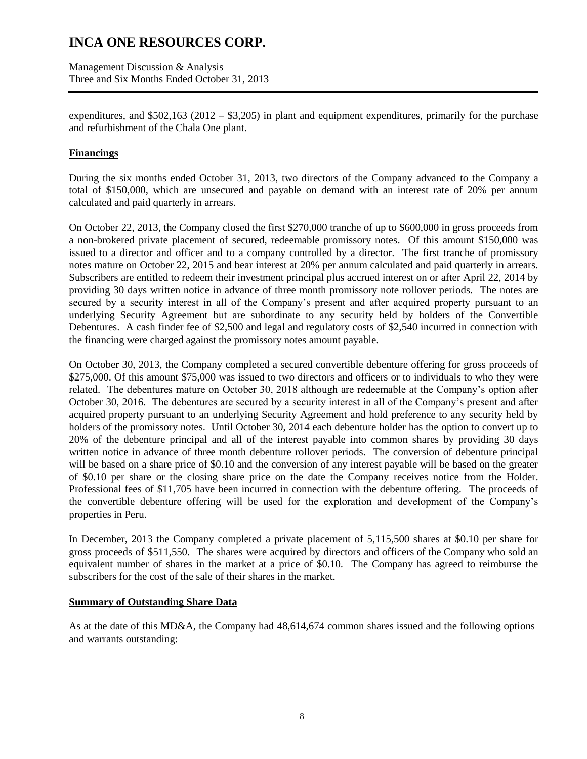expenditures, and $502,163 (2012 – $3,205) in plant and equipment expenditures, primarily for the purchase and refurbishment of the Chala One plant.

## Financings

During the six months ended October 31, 2013, two directors of the Company advanced to the Company a total of $150,000, which are unsecured and payable on demand with an interest rate of 20% per annum calculated and paid quarterly in arrears.

On October 22, 2013, the Company closed the first $270,000 tranche of up to $600,000 in gross proceeds from a non-brokered private placement of secured, redeemable promissory notes. Of this amount $150,000 was issued to a director and officer and to a company controlled by a director. The first tranche of promissory notes mature on October 22, 2015 and bear interest at 20% per annum calculated and paid quarterly in arrears. Subscribers are entitled to redeem their investment principal plus accrued interest on or after April 22, 2014 by providing 30 days written notice in advance of three month promissory note rollover periods. The notes are secured by a security interest in all of the Company's present and after acquired property pursuant to an underlying Security Agreement but are subordinate to any security held by holders of the Convertible Debentures. A cash finder fee of $2,500 and legal and regulatory costs of $2,540 incurred in connection with the financing were charged against the promissory notes amount payable.

On October 30, 2013, the Company completed a secured convertible debenture offering for gross proceeds of $275,000. Of this amount $75,000 was issued to two directors and officers or to individuals to who they were related. The debentures mature on October 30, 2018 although are redeemable at the Company's option after October 30, 2016. The debentures are secured by a security interest in all of the Company's present and after acquired property pursuant to an underlying Security Agreement and hold preference to any security held by holders of the promissory notes. Until October 30, 2014 each debenture holder has the option to convert up to 20% of the debenture principal and all of the interest payable into common shares by providing 30 days written notice in advance of three month debenture rollover periods. The conversion of debenture principal will be based on a share price of $0.10 and the conversion of any interest payable will be based on the greater of $0.10 per share or the closing share price on the date the Company receives notice from the Holder. Professional fees of $11,705 have been incurred in connection with the debenture offering. The proceeds of the convertible debenture offering will be used for the exploration and development of the Company's properties in Peru.

In December, 2013 the Company completed a private placement of 5,115,500 shares at $0.10 per share for gross proceeds of $511,550. The shares were acquired by directors and officers of the Company who sold an equivalent number of shares in the market at a price of $0.10. The Company has agreed to reimburse the subscribers for the cost of the sale of their shares in the market.

## Summary of Outstanding Share Data

As at the date of this MD&A, the Company had 48,614,674 common shares issued and the following options and warrants outstanding: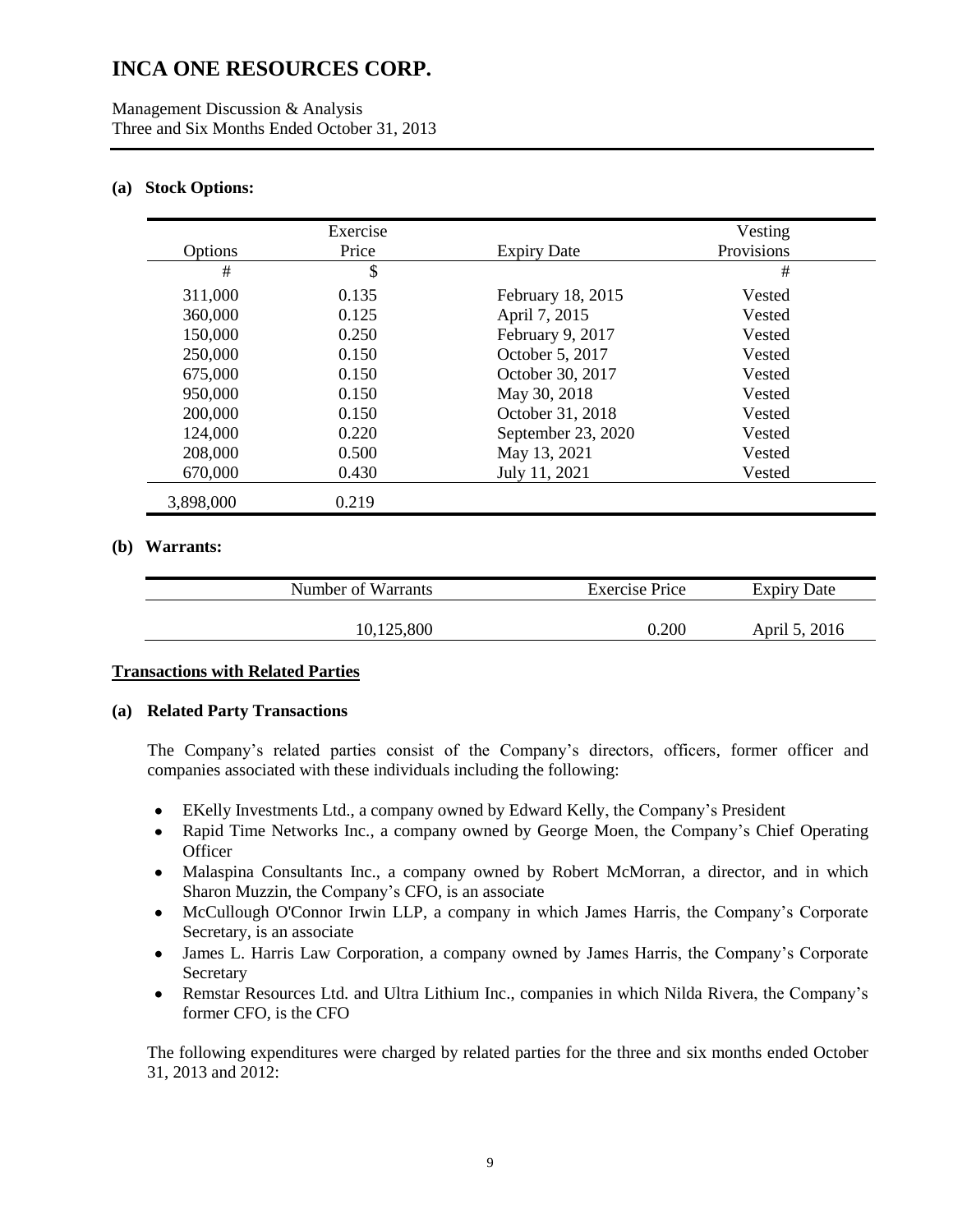**(a) Stock Options:**

| Options | Exercise Price | Expiry Date | Vesting Provisions |
|---|---|---|---|
| # | $ | | # |
| 311,000 | 0.135 | February 18, 2015 | Vested |
| 360,000 | 0.125 | April 7, 2015 | Vested |
| 150,000 | 0.250 | February 9, 2017 | Vested |
| 250,000 | 0.150 | October 5, 2017 | Vested |
| 675,000 | 0.150 | October 30, 2017 | Vested |
| 950,000 | 0.150 | May 30, 2018 | Vested |
| 200,000 | 0.150 | October 31, 2018 | Vested |
| 124,000 | 0.220 | September 23, 2020 | Vested |
| 208,000 | 0.500 | May 13, 2021 | Vested |
| 670,000 | 0.430 | July 11, 2021 | Vested |
| 3,898,000 | 0.219 | | |

**(b) Warrants:**

| Number of Warrants | Exercise Price | Expiry Date |
|---|---|---|
| 10,125,800 | 0.200 | April 5, 2016 |

## Transactions with Related Parties

**(a) Related Party Transactions**

The Company's related parties consist of the Company's directors, officers, former officer and companies associated with these individuals including the following:

- EKelly Investments Ltd., a company owned by Edward Kelly, the Company's President
- Rapid Time Networks Inc., a company owned by George Moen, the Company's Chief Operating Officer
- Malaspina Consultants Inc., a company owned by Robert McMorran, a director, and in which Sharon Muzzin, the Company's CFO, is an associate
- McCullough O'Connor Irwin LLP, a company in which James Harris, the Company's Corporate Secretary, is an associate
- James L. Harris Law Corporation, a company owned by James Harris, the Company's Corporate Secretary
- Remstar Resources Ltd. and Ultra Lithium Inc., companies in which Nilda Rivera, the Company's former CFO, is the CFO

The following expenditures were charged by related parties for the three and six months ended October 31, 2013 and 2012: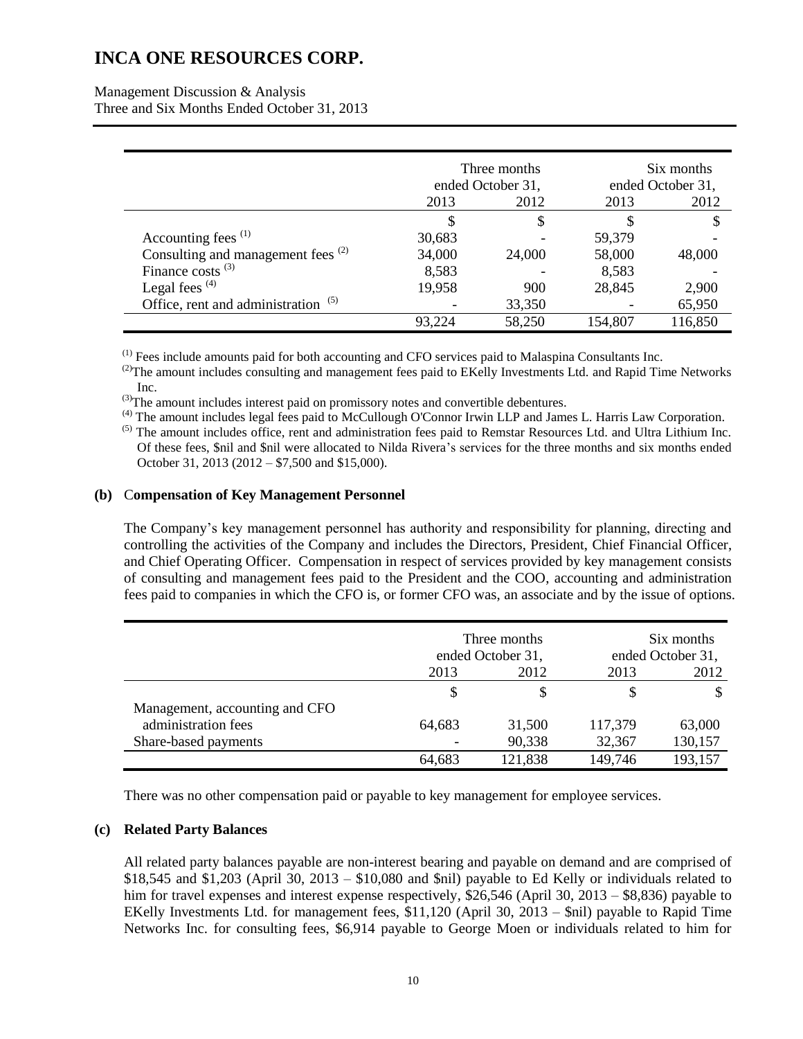|  | Three months ended October 31, |  | Six months ended October 31, |  |
|---|---|---|---|---|
|  | 2013 | 2012 | 2013 | 2012 |
|  | $ | $ | $ | $ |
| Accounting fees [(1)] | 30,683 | - | 59,379 | - |
| Consulting and management fees [(2)] | 34,000 | 24,000 | 58,000 | 48,000 |
| Finance costs [(3)] | 8,583 | - | 8,583 | - |
| Legal fees [(4)] | 19,958 | 900 | 28,845 | 2,900 |
| Office, rent and administration [(5)] | - | 33,350 | - | 65,950 |
|  | 93,224 | 58,250 | 154,807 | 116,850 |

[(1)] Fees include amounts paid for both accounting and CFO services paid to Malaspina Consultants Inc.

[(2)] The amount includes consulting and management fees paid to EKelly Investments Ltd. and Rapid Time Networks Inc.

[(3)] The amount includes interest paid on promissory notes and convertible debentures.

[(4)] The amount includes legal fees paid to McCullough O'Connor Irwin LLP and James L. Harris Law Corporation.

[(5)] The amount includes office, rent and administration fees paid to Remstar Resources Ltd. and Ultra Lithium Inc. Of these fees, $nil and $nil were allocated to Nilda Rivera's services for the three months and six months ended October 31, 2013 (2012 – $7,500 and $15,000).

**(b) Compensation of Key Management Personnel**

The Company's key management personnel has authority and responsibility for planning, directing and controlling the activities of the Company and includes the Directors, President, Chief Financial Officer, and Chief Operating Officer. Compensation in respect of services provided by key management consists of consulting and management fees paid to the President and the COO, accounting and administration fees paid to companies in which the CFO is, or former CFO was, an associate and by the issue of options.

|  | Three months ended October 31, |  | Six months ended October 31, |  |
|---|---|---|---|---|
|  | 2013 | 2012 | 2013 | 2012 |
|  | $ | $ | $ | $ |
| Management, accounting and CFO administration fees | 64,683 | 31,500 | 117,379 | 63,000 |
| Share-based payments | - | 90,338 | 32,367 | 130,157 |
|  | 64,683 | 121,838 | 149,746 | 193,157 |

There was no other compensation paid or payable to key management for employee services.

**(c) Related Party Balances**

All related party balances payable are non-interest bearing and payable on demand and are comprised of $18,545 and $1,203 (April 30, 2013 – $10,080 and $nil) payable to Ed Kelly or individuals related to him for travel expenses and interest expense respectively, $26,546 (April 30, 2013 – $8,836) payable to EKelly Investments Ltd. for management fees, $11,120 (April 30, 2013 – $nil) payable to Rapid Time Networks Inc. for consulting fees, $6,914 payable to George Moen or individuals related to him for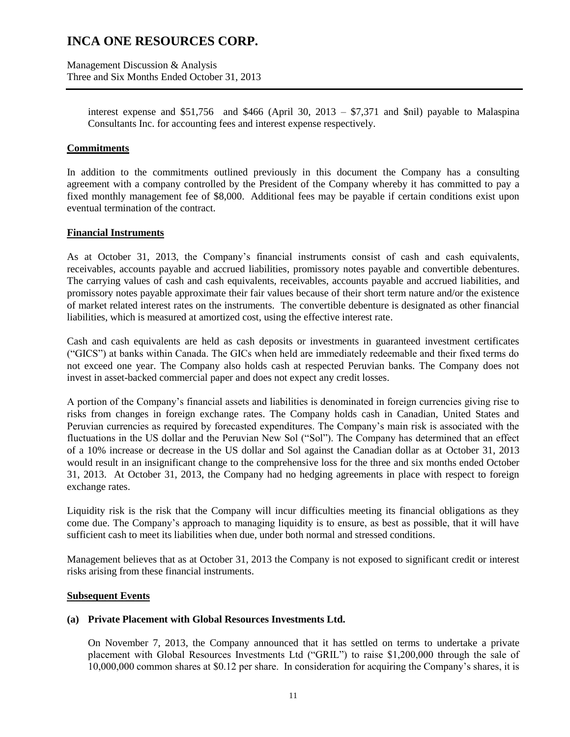interest expense and $51,756 and $466 (April 30, 2013 – $7,371 and $nil) payable to Malaspina Consultants Inc. for accounting fees and interest expense respectively.

## Commitments

In addition to the commitments outlined previously in this document the Company has a consulting agreement with a company controlled by the President of the Company whereby it has committed to pay a fixed monthly management fee of $8,000. Additional fees may be payable if certain conditions exist upon eventual termination of the contract.

## Financial Instruments

As at October 31, 2013, the Company's financial instruments consist of cash and cash equivalents, receivables, accounts payable and accrued liabilities, promissory notes payable and convertible debentures. The carrying values of cash and cash equivalents, receivables, accounts payable and accrued liabilities, and promissory notes payable approximate their fair values because of their short term nature and/or the existence of market related interest rates on the instruments. The convertible debenture is designated as other financial liabilities, which is measured at amortized cost, using the effective interest rate.

Cash and cash equivalents are held as cash deposits or investments in guaranteed investment certificates ("GICS") at banks within Canada. The GICs when held are immediately redeemable and their fixed terms do not exceed one year. The Company also holds cash at respected Peruvian banks. The Company does not invest in asset-backed commercial paper and does not expect any credit losses.

A portion of the Company's financial assets and liabilities is denominated in foreign currencies giving rise to risks from changes in foreign exchange rates. The Company holds cash in Canadian, United States and Peruvian currencies as required by forecasted expenditures. The Company's main risk is associated with the fluctuations in the US dollar and the Peruvian New Sol ("Sol"). The Company has determined that an effect of a 10% increase or decrease in the US dollar and Sol against the Canadian dollar as at October 31, 2013 would result in an insignificant change to the comprehensive loss for the three and six months ended October 31, 2013. At October 31, 2013, the Company had no hedging agreements in place with respect to foreign exchange rates.

Liquidity risk is the risk that the Company will incur difficulties meeting its financial obligations as they come due. The Company's approach to managing liquidity is to ensure, as best as possible, that it will have sufficient cash to meet its liabilities when due, under both normal and stressed conditions.

Management believes that as at October 31, 2013 the Company is not exposed to significant credit or interest risks arising from these financial instruments.

## Subsequent Events

### (a) Private Placement with Global Resources Investments Ltd.

On November 7, 2013, the Company announced that it has settled on terms to undertake a private placement with Global Resources Investments Ltd ("GRIL") to raise $1,200,000 through the sale of 10,000,000 common shares at $0.12 per share. In consideration for acquiring the Company's shares, it is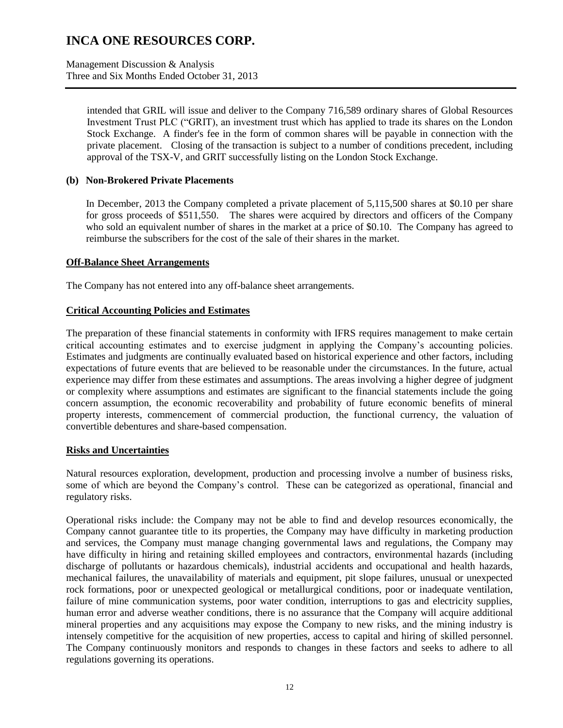intended that GRIL will issue and deliver to the Company 716,589 ordinary shares of Global Resources Investment Trust PLC ("GRIT), an investment trust which has applied to trade its shares on the London Stock Exchange. A finder's fee in the form of common shares will be payable in connection with the private placement. Closing of the transaction is subject to a number of conditions precedent, including approval of the TSX-V, and GRIT successfully listing on the London Stock Exchange.

**(b) Non-Brokered Private Placements**

In December, 2013 the Company completed a private placement of 5,115,500 shares at $0.10 per share for gross proceeds of $511,550. The shares were acquired by directors and officers of the Company who sold an equivalent number of shares in the market at a price of $0.10. The Company has agreed to reimburse the subscribers for the cost of the sale of their shares in the market.

## Off-Balance Sheet Arrangements

The Company has not entered into any off-balance sheet arrangements.

## Critical Accounting Policies and Estimates

The preparation of these financial statements in conformity with IFRS requires management to make certain critical accounting estimates and to exercise judgment in applying the Company's accounting policies. Estimates and judgments are continually evaluated based on historical experience and other factors, including expectations of future events that are believed to be reasonable under the circumstances. In the future, actual experience may differ from these estimates and assumptions. The areas involving a higher degree of judgment or complexity where assumptions and estimates are significant to the financial statements include the going concern assumption, the economic recoverability and probability of future economic benefits of mineral property interests, commencement of commercial production, the functional currency, the valuation of convertible debentures and share-based compensation.

## Risks and Uncertainties

Natural resources exploration, development, production and processing involve a number of business risks, some of which are beyond the Company's control. These can be categorized as operational, financial and regulatory risks.

Operational risks include: the Company may not be able to find and develop resources economically, the Company cannot guarantee title to its properties, the Company may have difficulty in marketing production and services, the Company must manage changing governmental laws and regulations, the Company may have difficulty in hiring and retaining skilled employees and contractors, environmental hazards (including discharge of pollutants or hazardous chemicals), industrial accidents and occupational and health hazards, mechanical failures, the unavailability of materials and equipment, pit slope failures, unusual or unexpected rock formations, poor or unexpected geological or metallurgical conditions, poor or inadequate ventilation, failure of mine communication systems, poor water condition, interruptions to gas and electricity supplies, human error and adverse weather conditions, there is no assurance that the Company will acquire additional mineral properties and any acquisitions may expose the Company to new risks, and the mining industry is intensely competitive for the acquisition of new properties, access to capital and hiring of skilled personnel. The Company continuously monitors and responds to changes in these factors and seeks to adhere to all regulations governing its operations.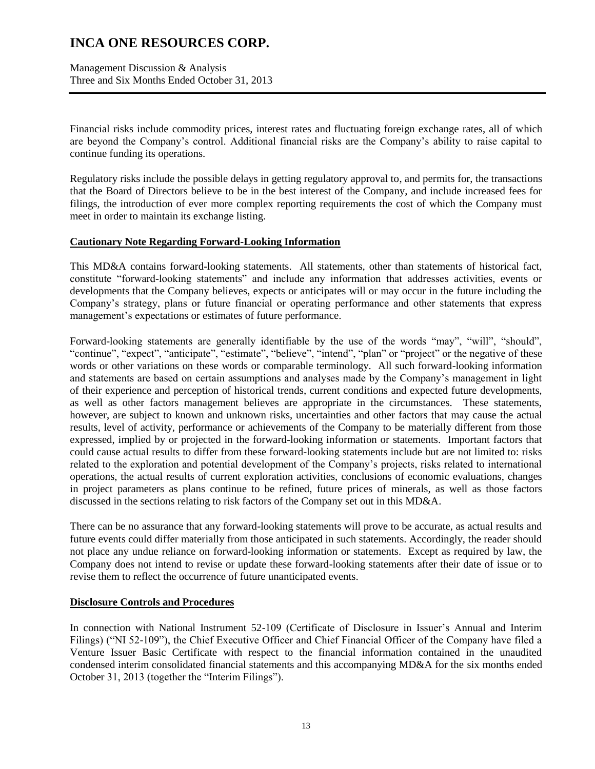Financial risks include commodity prices, interest rates and fluctuating foreign exchange rates, all of which are beyond the Company's control. Additional financial risks are the Company's ability to raise capital to continue funding its operations.

Regulatory risks include the possible delays in getting regulatory approval to, and permits for, the transactions that the Board of Directors believe to be in the best interest of the Company, and include increased fees for filings, the introduction of ever more complex reporting requirements the cost of which the Company must meet in order to maintain its exchange listing.

**Cautionary Note Regarding Forward-Looking Information**

This MD&A contains forward-looking statements. All statements, other than statements of historical fact, constitute "forward-looking statements" and include any information that addresses activities, events or developments that the Company believes, expects or anticipates will or may occur in the future including the Company's strategy, plans or future financial or operating performance and other statements that express management's expectations or estimates of future performance.

Forward-looking statements are generally identifiable by the use of the words "may", "will", "should", "continue", "expect", "anticipate", "estimate", "believe", "intend", "plan" or "project" or the negative of these words or other variations on these words or comparable terminology. All such forward-looking information and statements are based on certain assumptions and analyses made by the Company's management in light of their experience and perception of historical trends, current conditions and expected future developments, as well as other factors management believes are appropriate in the circumstances. These statements, however, are subject to known and unknown risks, uncertainties and other factors that may cause the actual results, level of activity, performance or achievements of the Company to be materially different from those expressed, implied by or projected in the forward-looking information or statements. Important factors that could cause actual results to differ from these forward-looking statements include but are not limited to: risks related to the exploration and potential development of the Company's projects, risks related to international operations, the actual results of current exploration activities, conclusions of economic evaluations, changes in project parameters as plans continue to be refined, future prices of minerals, as well as those factors discussed in the sections relating to risk factors of the Company set out in this MD&A.

There can be no assurance that any forward-looking statements will prove to be accurate, as actual results and future events could differ materially from those anticipated in such statements. Accordingly, the reader should not place any undue reliance on forward-looking information or statements. Except as required by law, the Company does not intend to revise or update these forward-looking statements after their date of issue or to revise them to reflect the occurrence of future unanticipated events.

**Disclosure Controls and Procedures**

In connection with National Instrument 52-109 (Certificate of Disclosure in Issuer's Annual and Interim Filings) ("NI 52-109"), the Chief Executive Officer and Chief Financial Officer of the Company have filed a Venture Issuer Basic Certificate with respect to the financial information contained in the unaudited condensed interim consolidated financial statements and this accompanying MD&A for the six months ended October 31, 2013 (together the "Interim Filings").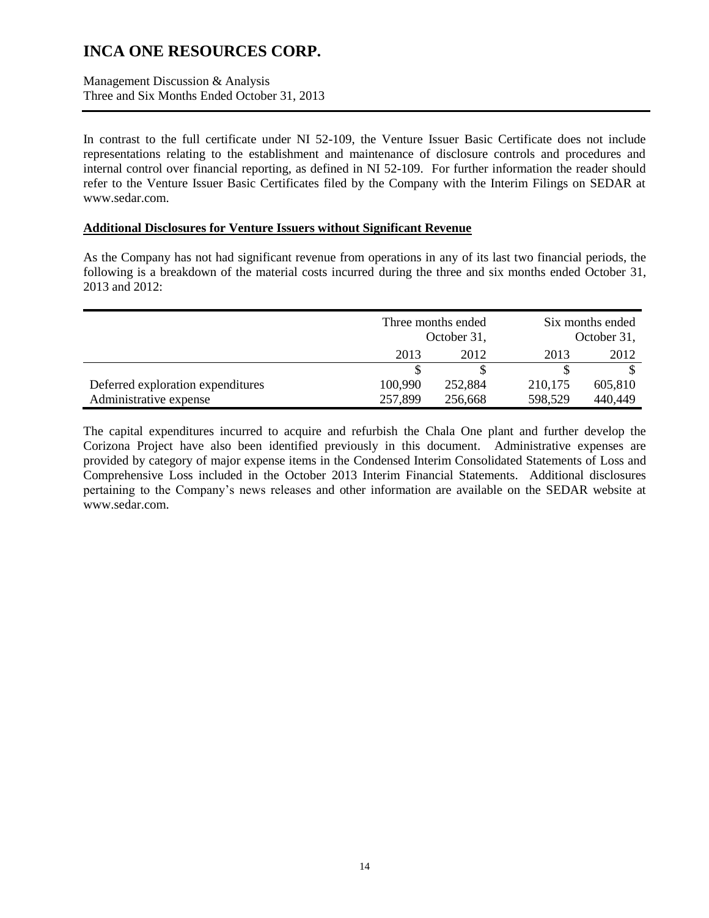In contrast to the full certificate under NI 52-109, the Venture Issuer Basic Certificate does not include representations relating to the establishment and maintenance of disclosure controls and procedures and internal control over financial reporting, as defined in NI 52-109. For further information the reader should refer to the Venture Issuer Basic Certificates filed by the Company with the Interim Filings on SEDAR at www.sedar.com.

**Additional Disclosures for Venture Issuers without Significant Revenue**

As the Company has not had significant revenue from operations in any of its last two financial periods, the following is a breakdown of the material costs incurred during the three and six months ended October 31, 2013 and 2012:

| | Three months ended October 31, | | Six months ended October 31, | |
|---|---|---|---|---|
| | 2013 | 2012 | 2013 | 2012 |
| | $ | $ | $ | $ |
| Deferred exploration expenditures | 100,990 | 252,884 | 210,175 | 605,810 |
| Administrative expense | 257,899 | 256,668 | 598,529 | 440,449 |

The capital expenditures incurred to acquire and refurbish the Chala One plant and further develop the Corizona Project have also been identified previously in this document. Administrative expenses are provided by category of major expense items in the Condensed Interim Consolidated Statements of Loss and Comprehensive Loss included in the October 2013 Interim Financial Statements. Additional disclosures pertaining to the Company's news releases and other information are available on the SEDAR website at www.sedar.com.